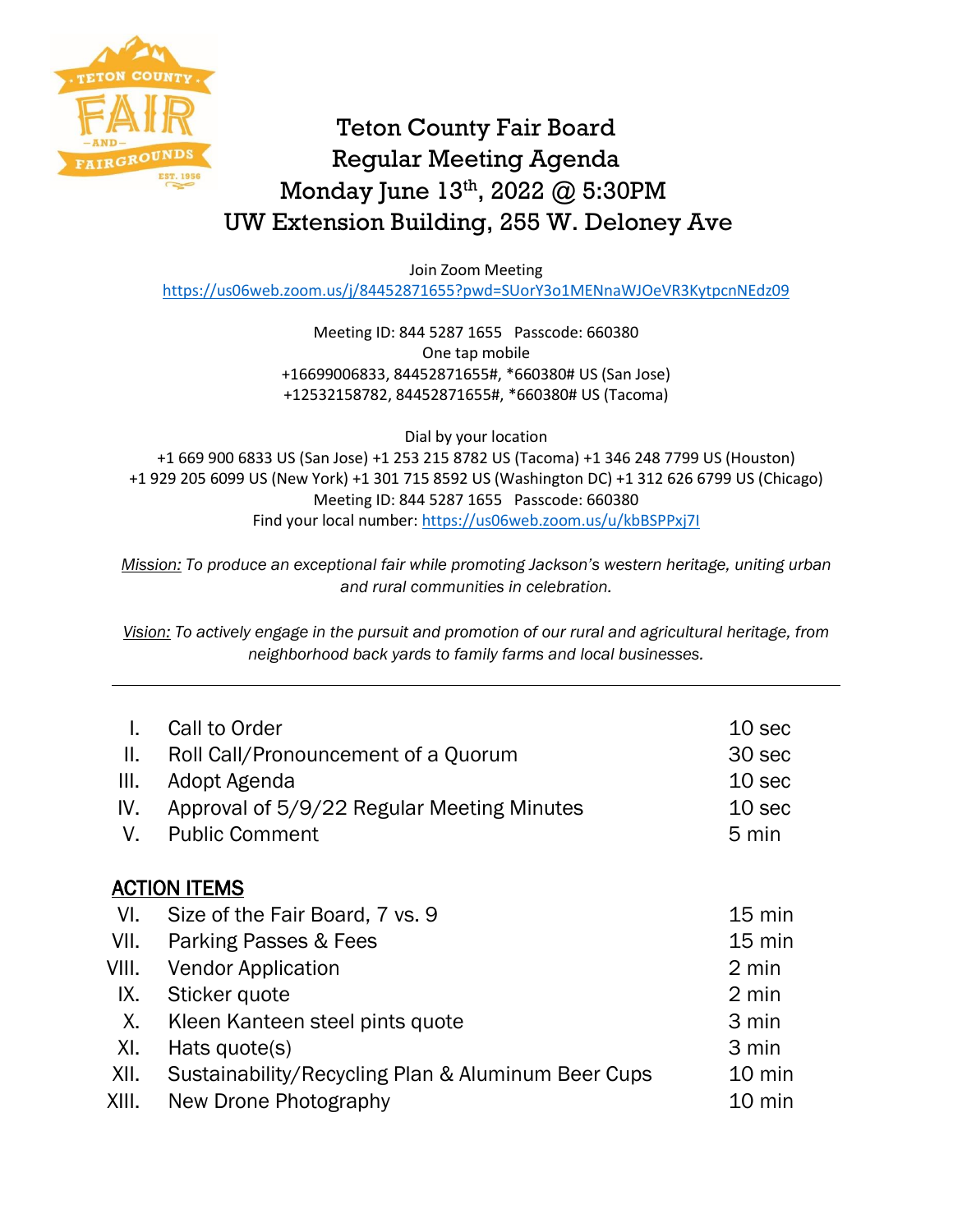# Teton County Fair Board
## Regular Meeting Agenda
## Monday June 13th, 2022 @ 5:30PM
## UW Extension Building, 255 W. Deloney Ave

Join Zoom Meeting
https://us06web.zoom.us/j/84452871655?pwd=SUorY3o1MENnaWJOeVR3KytpcnNEdz09

Meeting ID: 844 5287 1655   Passcode: 660380
One tap mobile
+16699006833, 84452871655#, *660380# US (San Jose)
+12532158782, 84452871655#, *660380# US (Tacoma)

Dial by your location
+1 669 900 6833 US (San Jose) +1 253 215 8782 US (Tacoma) +1 346 248 7799 US (Houston)
+1 929 205 6099 US (New York) +1 301 715 8592 US (Washington DC) +1 312 626 6799 US (Chicago)
Meeting ID: 844 5287 1655   Passcode: 660380
Find your local number: https://us06web.zoom.us/u/kbBSPPxj7I

*Mission: To produce an exceptional fair while promoting Jackson's western heritage, uniting urban and rural communities in celebration.*

*Vision: To actively engage in the pursuit and promotion of our rural and agricultural heritage, from neighborhood back yards to family farms and local businesses.*

---

| | | |
|---|---|---|
| I. | Call to Order | 10 sec |
| II. | Roll Call/Pronouncement of a Quorum | 30 sec |
| III. | Adopt Agenda | 10 sec |
| IV. | Approval of 5/9/22 Regular Meeting Minutes | 10 sec |
| V. | Public Comment | 5 min |

**ACTION ITEMS**

| | | |
|---|---|---|
| VI. | Size of the Fair Board, 7 vs. 9 | 15 min |
| VII. | Parking Passes & Fees | 15 min |
| VIII. | Vendor Application | 2 min |
| IX. | Sticker quote | 2 min |
| X. | Kleen Kanteen steel pints quote | 3 min |
| XI. | Hats quote(s) | 3 min |
| XII. | Sustainability/Recycling Plan & Aluminum Beer Cups | 10 min |
| XIII. | New Drone Photography | 10 min |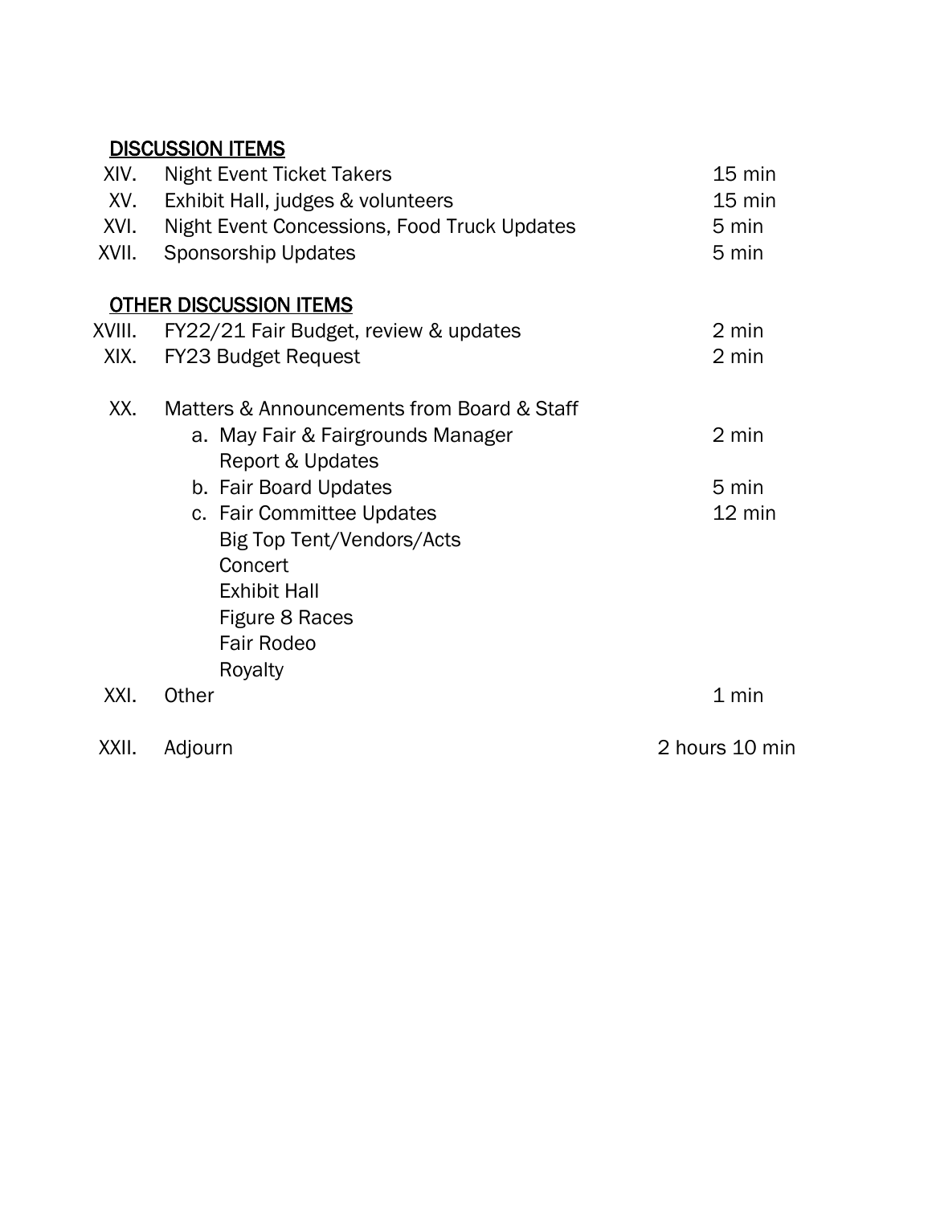## DISCUSSION ITEMS

| | | |
|---|---|---|
| XIV. | Night Event Ticket Takers | 15 min |
| XV. | Exhibit Hall, judges & volunteers | 15 min |
| XVI. | Night Event Concessions, Food Truck Updates | 5 min |
| XVII. | Sponsorship Updates | 5 min |

## OTHER DISCUSSION ITEMS

| | | |
|---|---|---|
| XVIII. | FY22/21 Fair Budget, review & updates | 2 min |
| XIX. | FY23 Budget Request | 2 min |
| XX. | Matters & Announcements from Board & Staff | |
| | a. May Fair & Fairgrounds Manager Report & Updates | 2 min |
| | b. Fair Board Updates | 5 min |
| | c. Fair Committee Updates<br>Big Top Tent/Vendors/Acts<br>Concert<br>Exhibit Hall<br>Figure 8 Races<br>Fair Rodeo<br>Royalty | 12 min |
| XXI. | Other | 1 min |
| XXII. | Adjourn | 2 hours 10 min |